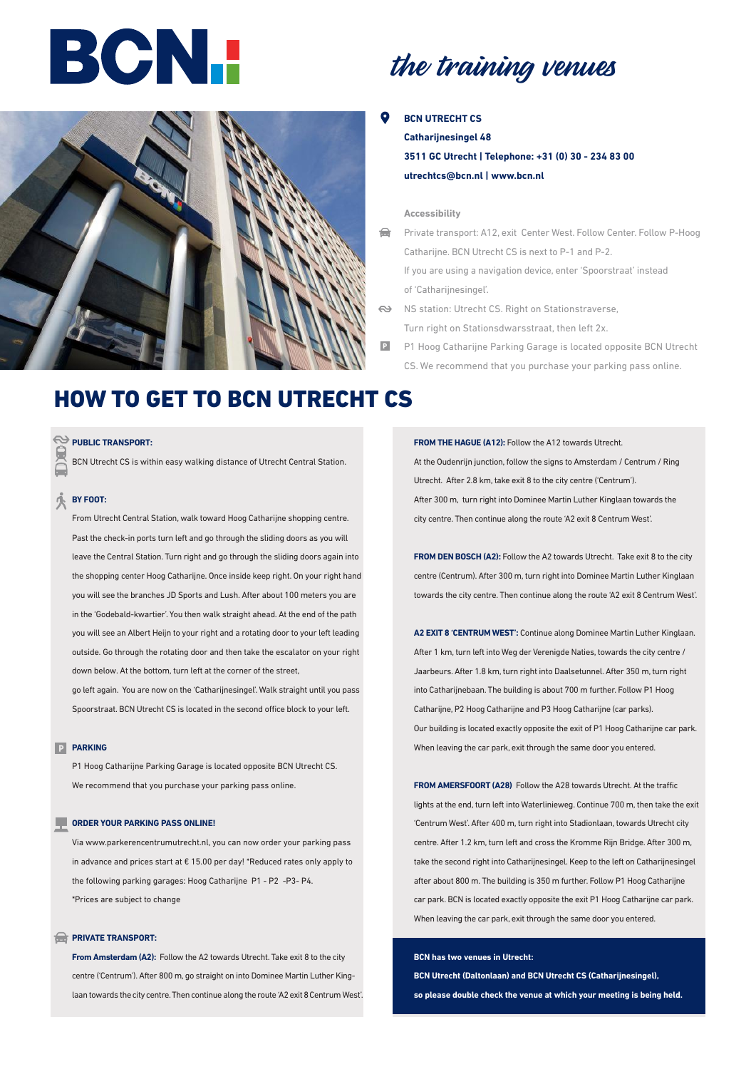# BCN

*the training venues*

**BCN UTRECHT CS**
**Catharijnesingel 48**
**3511 GC Utrecht | Telephone: +31 (0) 30 - 234 83 00**
**utrechtcs@bcn.nl | www.bcn.nl**

**Accessibility**

Private transport: A12, exit Center West. Follow Center. Follow P-Hoog Catharijne. BCN Utrecht CS is next to P-1 and P-2.
If you are using a navigation device, enter 'Spoorstraat' instead of 'Catharijnesingel'.

NS station: Utrecht CS. Right on Stationstraverse,
Turn right on Stationsdwarsstraat, then left 2x.

P1 Hoog Catharijne Parking Garage is located opposite BCN Utrecht CS. We recommend that you purchase your parking pass online.

## HOW TO GET TO BCN UTRECHT CS

**PUBLIC TRANSPORT:**

BCN Utrecht CS is within easy walking distance of Utrecht Central Station.

**BY FOOT:**

From Utrecht Central Station, walk toward Hoog Catharijne shopping centre. Past the check-in ports turn left and go through the sliding doors as you will leave the Central Station. Turn right and go through the sliding doors again into the shopping center Hoog Catharijne. Once inside keep right. On your right hand you will see the branches JD Sports and Lush. After about 100 meters you are in the 'Godebald-kwartier'. You then walk straight ahead. At the end of the path you will see an Albert Heijn to your right and a rotating door to your left leading outside. Go through the rotating door and then take the escalator on your right down below. At the bottom, turn left at the corner of the street,
go left again. You are now on the 'Catharijnesingel'. Walk straight until you pass Spoorstraat. BCN Utrecht CS is located in the second office block to your left.

**PARKING**

P1 Hoog Catharijne Parking Garage is located opposite BCN Utrecht CS.
We recommend that you purchase your parking pass online.

**ORDER YOUR PARKING PASS ONLINE!**

Via www.parkerencentrumutrecht.nl, you can now order your parking pass in advance and prices start at € 15.00 per day! *Reduced rates only apply to the following parking garages: Hoog Catharijne P1 - P2 -P3- P4.
*Prices are subject to change

**PRIVATE TRANSPORT:**

**From Amsterdam (A2):** Follow the A2 towards Utrecht. Take exit 8 to the city centre ('Centrum'). After 800 m, go straight on into Dominee Martin Luther King-laan towards the city centre. Then continue along the route 'A2 exit 8 Centrum West'.

**FROM THE HAGUE (A12):** Follow the A12 towards Utrecht.
At the Oudenrijn junction, follow the signs to Amsterdam / Centrum / Ring Utrecht. After 2.8 km, take exit 8 to the city centre ('Centrum').
After 300 m, turn right into Dominee Martin Luther Kinglaan towards the city centre. Then continue along the route 'A2 exit 8 Centrum West'.

**FROM DEN BOSCH (A2):** Follow the A2 towards Utrecht. Take exit 8 to the city centre (Centrum). After 300 m, turn right into Dominee Martin Luther Kinglaan towards the city centre. Then continue along the route 'A2 exit 8 Centrum West'.

**A2 EXIT 8 'CENTRUM WEST':** Continue along Dominee Martin Luther Kinglaan. After 1 km, turn left into Weg der Verenigde Naties, towards the city centre / Jaarbeurs. After 1.8 km, turn right into Daalsetunnel. After 350 m, turn right into Catharijnebaan. The building is about 700 m further. Follow P1 Hoog Catharijne, P2 Hoog Catharijne and P3 Hoog Catharijne (car parks).
Our building is located exactly opposite the exit of P1 Hoog Catharijne car park. When leaving the car park, exit through the same door you entered.

**FROM AMERSFOORT (A28)** Follow the A28 towards Utrecht. At the traffic lights at the end, turn left into Waterlinieweg. Continue 700 m, then take the exit 'Centrum West'. After 400 m, turn right into Stadionlaan, towards Utrecht city centre. After 1.2 km, turn left and cross the Kromme Rijn Bridge. After 300 m, take the second right into Catharijnesingel. Keep to the left on Catharijnesingel after about 800 m. The building is 350 m further. Follow P1 Hoog Catharijne car park. BCN is located exactly opposite the exit P1 Hoog Catharijne car park. When leaving the car park, exit through the same door you entered.

**BCN has two venues in Utrecht:**
**BCN Utrecht (Daltonlaan) and BCN Utrecht CS (Catharijnesingel),**
**so please double check the venue at which your meeting is being held.**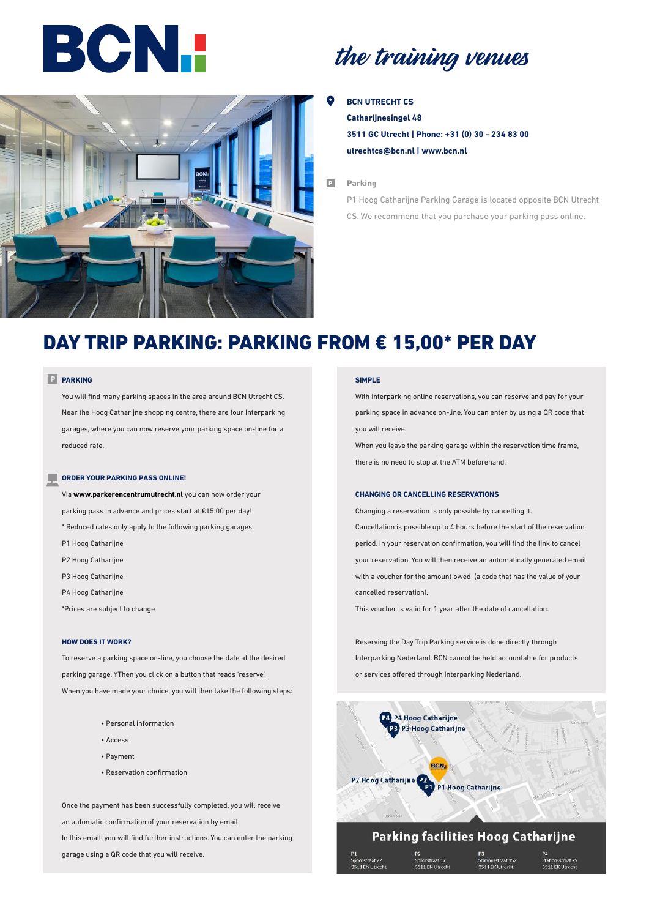# BCN

## the training venues

**BCN UTRECHT CS**
**Catharijnesingel 48**
**3511 GC Utrecht | Phone: +31 (0) 30 - 234 83 00**
**utrechtcs@bcn.nl | www.bcn.nl**

**Parking**

P1 Hoog Catharijne Parking Garage is located opposite BCN Utrecht CS. We recommend that you purchase your parking pass online.

# DAY TRIP PARKING: PARKING FROM € 15,00* PER DAY

### PARKING

You will find many parking spaces in the area around BCN Utrecht CS. Near the Hoog Catharijne shopping centre, there are four Interparking garages, where you can now reserve your parking space on-line for a reduced rate.

### ORDER YOUR PARKING PASS ONLINE!

Via **www.parkerencentrumutrecht.nl** you can now order your parking pass in advance and prices start at €15.00 per day!

* Reduced rates only apply to the following parking garages:

P1 Hoog Catharijne
P2 Hoog Catharijne
P3 Hoog Catharijne
P4 Hoog Catharijne

*Prices are subject to change

### HOW DOES IT WORK?

To reserve a parking space on-line, you choose the date at the desired parking garage. YThen you click on a button that reads 'reserve'.
When you have made your choice, you will then take the following steps:

- Personal information
- Access
- Payment
- Reservation confirmation

Once the payment has been successfully completed, you will receive an automatic confirmation of your reservation by email.
In this email, you will find further instructions. You can enter the parking garage using a QR code that you will receive.

### SIMPLE

With Interparking online reservations, you can reserve and pay for your parking space in advance on-line. You can enter by using a QR code that you will receive.
When you leave the parking garage within the reservation time frame, there is no need to stop at the ATM beforehand.

### CHANGING OR CANCELLING RESERVATIONS

Changing a reservation is only possible by cancelling it.
Cancellation is possible up to 4 hours before the start of the reservation period. In your reservation confirmation, you will find the link to cancel your reservation. You will then receive an automatically generated email with a voucher for the amount owed (a code that has the value of your cancelled reservation).
This voucher is valid for 1 year after the date of cancellation.

Reserving the Day Trip Parking service is done directly through Interparking Nederland. BCN cannot be held accountable for products or services offered through Interparking Nederland.

P4 Hoog Catharijne
P3 Hoog Catharijne
P2 Hoog Catharijne
P1 Hoog Catharijne

## Parking facilities Hoog Catharijne

| P1 | P2 | P3 | P4 |
|---|---|---|---|
| Spoorstraat 22 | Spoorstraat 17 | Stationsstraat 152 | Stationsstraat 29 |
| 3511 EN Utrecht | 3511 EN Utrecht | 3511 EK Utrecht | 3511 EK Utrecht |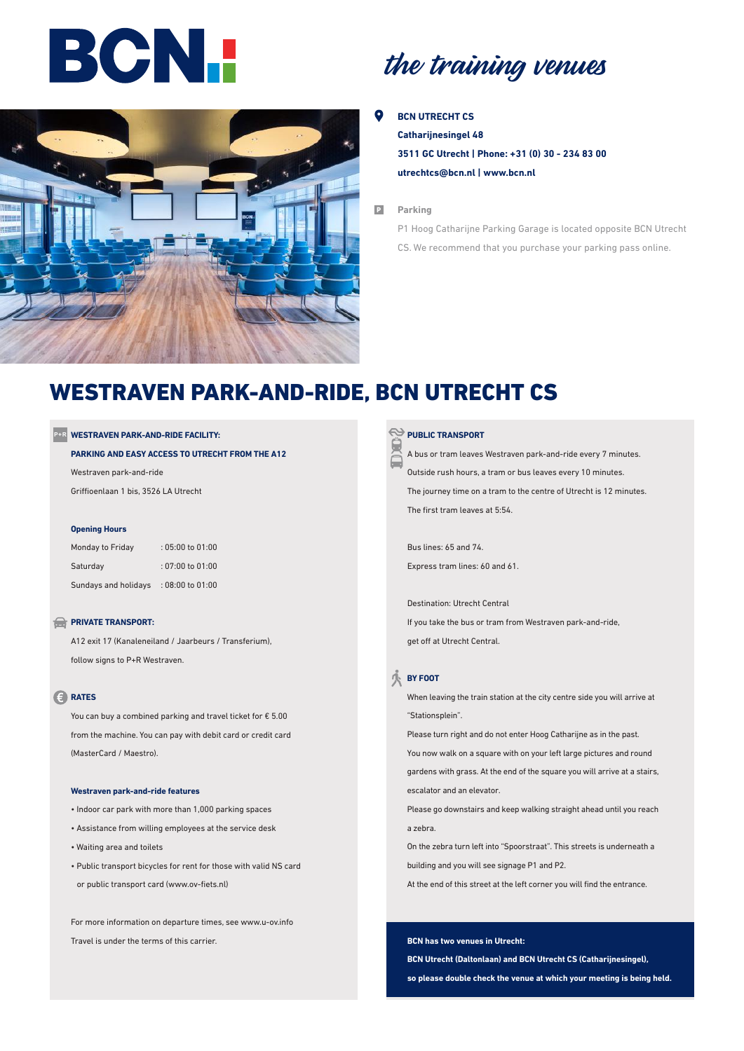# BCN

*the training venues*

**BCN UTRECHT CS**
**Catharijnesingel 48**
**3511 GC Utrecht | Phone: +31 (0) 30 - 234 83 00**
**utrechtcs@bcn.nl | www.bcn.nl**

**Parking**

P1 Hoog Catharijne Parking Garage is located opposite BCN Utrecht CS. We recommend that you purchase your parking pass online.

# WESTRAVEN PARK-AND-RIDE, BCN UTRECHT CS

### WESTRAVEN PARK-AND-RIDE FACILITY:

**PARKING AND EASY ACCESS TO UTRECHT FROM THE A12**

Westraven park-and-ride
Griffioenlaan 1 bis, 3526 LA Utrecht

**Opening Hours**

| | |
|---|---|
| Monday to Friday | : 05:00 to 01:00 |
| Saturday | : 07:00 to 01:00 |
| Sundays and holidays | : 08:00 to 01:00 |

### PRIVATE TRANSPORT:

A12 exit 17 (Kanaleneiland / Jaarbeurs / Transferium), follow signs to P+R Westraven.

### RATES

You can buy a combined parking and travel ticket for € 5.00 from the machine. You can pay with debit card or credit card (MasterCard / Maestro).

**Westraven park-and-ride features**

- Indoor car park with more than 1,000 parking spaces
- Assistance from willing employees at the service desk
- Waiting area and toilets
- Public transport bicycles for rent for those with valid NS card or public transport card (www.ov-fiets.nl)

For more information on departure times, see www.u-ov.info
Travel is under the terms of this carrier.

### PUBLIC TRANSPORT

A bus or tram leaves Westraven park-and-ride every 7 minutes.
Outside rush hours, a tram or bus leaves every 10 minutes.
The journey time on a tram to the centre of Utrecht is 12 minutes.
The first tram leaves at 5:54.

Bus lines: 65 and 74.
Express tram lines: 60 and 61.

Destination: Utrecht Central
If you take the bus or tram from Westraven park-and-ride, get off at Utrecht Central.

### BY FOOT

When leaving the train station at the city centre side you will arrive at "Stationsplein".
Please turn right and do not enter Hoog Catharijne as in the past.
You now walk on a square with on your left large pictures and round gardens with grass. At the end of the square you will arrive at a stairs, escalator and an elevator.
Please go downstairs and keep walking straight ahead until you reach a zebra.
On the zebra turn left into "Spoorstraat". This streets is underneath a building and you will see signage P1 and P2.
At the end of this street at the left corner you will find the entrance.

**BCN has two venues in Utrecht:**
**BCN Utrecht (Daltonlaan) and BCN Utrecht CS (Catharijnesingel),**
**so please double check the venue at which your meeting is being held.**